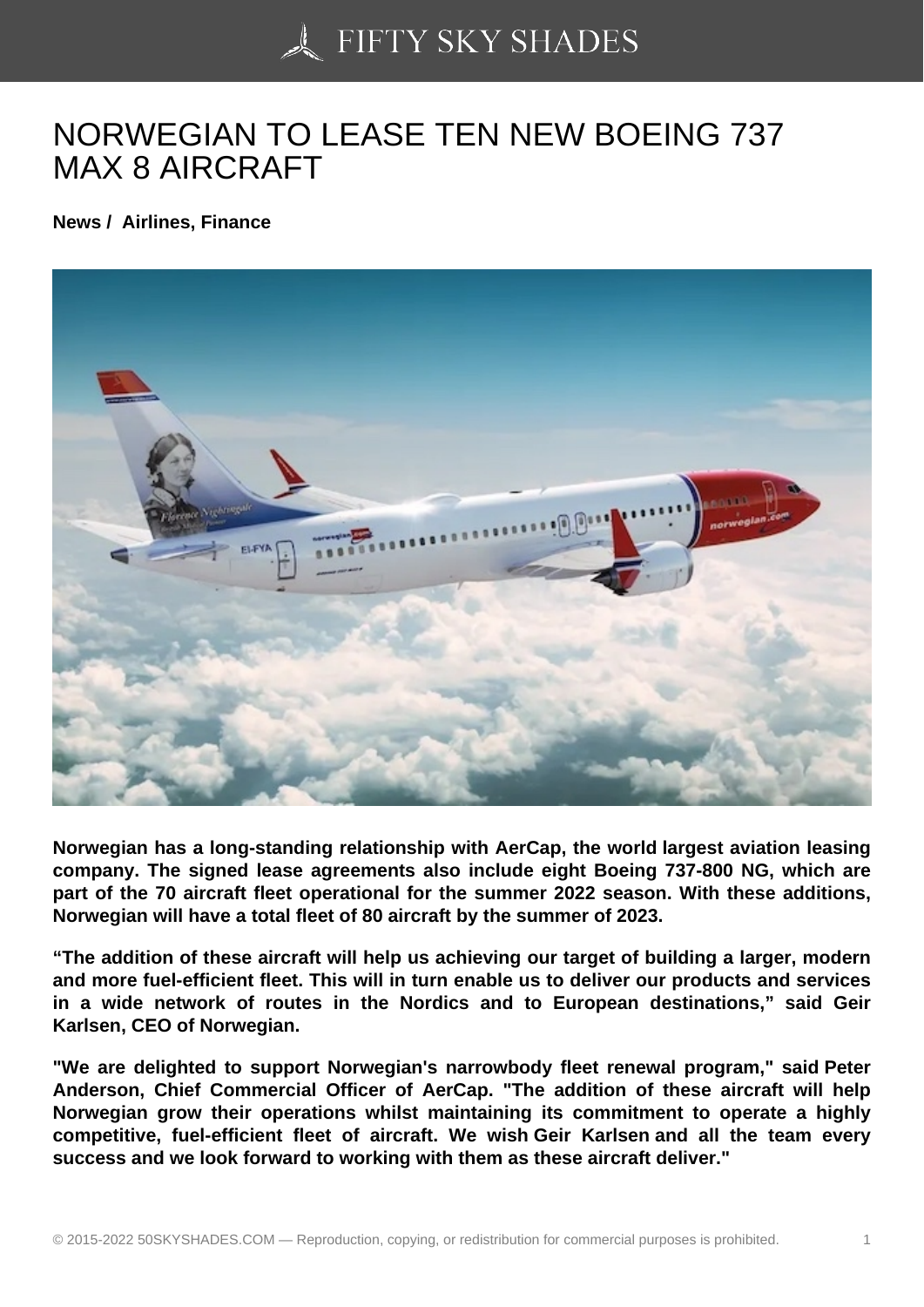# NORWEGIAN TO LEASE TEN NEW BOEING 737 MAX 8 AIRCRAFT

**News / Airlines, Finance**

**Norwegian has a long-standing relationship with AerCap, the world largest aviation leasing company. The signed lease agreements also include eight Boeing 737-800 NG, which are part of the 70 aircraft fleet operational for the summer 2022 season. With these additions, Norwegian will have a total fleet of 80 aircraft by the summer of 2023.**

**"The addition of these aircraft will help us achieving our target of building a larger, modern and more fuel-efficient fleet. This will in turn enable us to deliver our products and services in a wide network of routes in the Nordics and to European destinations," said Geir Karlsen, CEO of Norwegian.**

**"We are delighted to support Norwegian's narrowbody fleet renewal program," said Peter Anderson, Chief Commercial Officer of AerCap. "The addition of these aircraft will help Norwegian grow their operations whilst maintaining its commitment to operate a highly competitive, fuel-efficient fleet of aircraft. We wish Geir Karlsen and all the team every success and we look forward to working with them as these aircraft deliver."**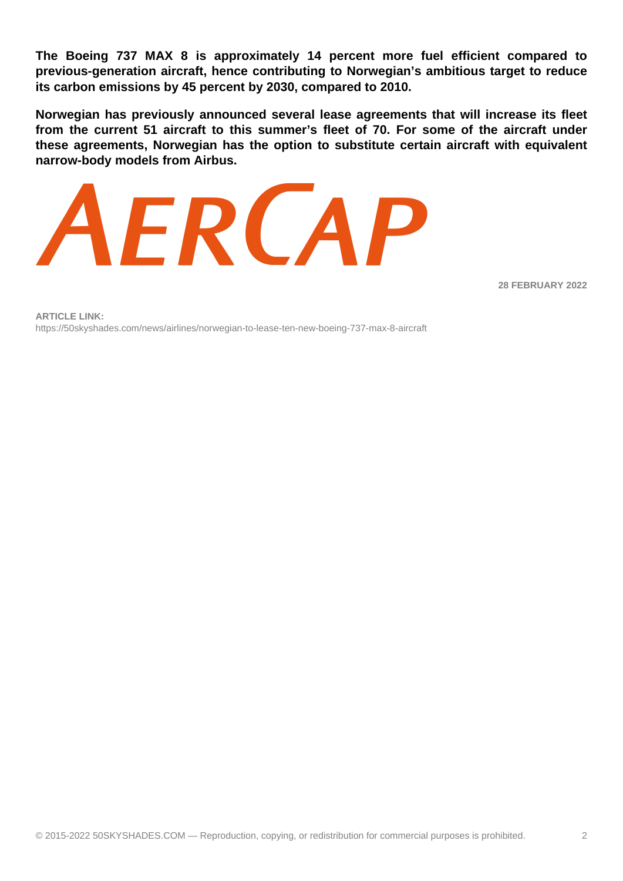**The Boeing 737 MAX 8 is approximately 14 percent more fuel efficient compared to previous-generation aircraft, hence contributing to Norwegian's ambitious target to reduce its carbon emissions by 45 percent by 2030, compared to 2010.**

**Norwegian has previously announced several lease agreements that will increase its fleet from the current 51 aircraft to this summer's fleet of 70. For some of the aircraft under these agreements, Norwegian has the option to substitute certain aircraft with equivalent narrow-body models from Airbus.**

AERCAP

**28 FEBRUARY 2022**

**ARTICLE LINK:**
https://50skyshades.com/news/airlines/norwegian-to-lease-ten-new-boeing-737-max-8-aircraft